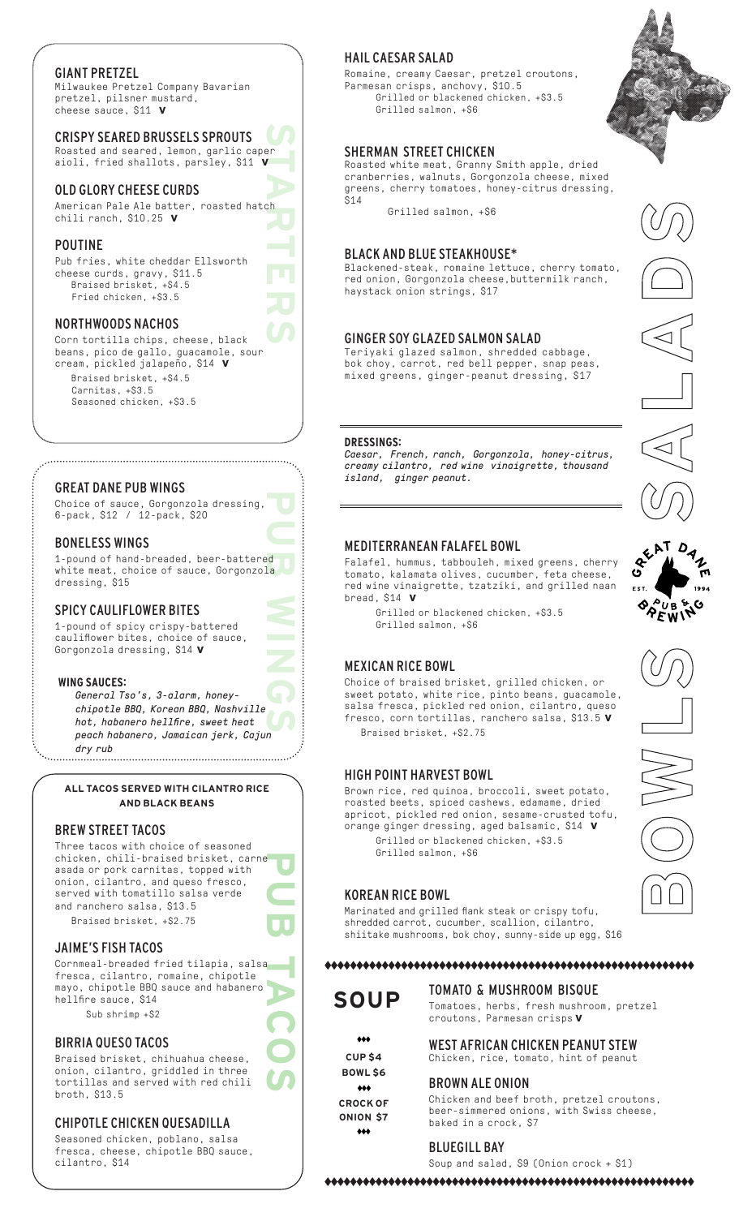## STARTERS

### GIANT PRETZEL
Milwaukee Pretzel Company Bavarian pretzel, pilsner mustard, cheese sauce, $11 **V**

### CRISPY SEARED BRUSSELS SPROUTS
Roasted and seared, lemon, garlic caper aioli, fried shallots, parsley, $11 **V**

### OLD GLORY CHEESE CURDS
American Pale Ale batter, roasted hatch chili ranch, $10.25 **V**

### POUTINE
Pub fries, white cheddar Ellsworth cheese curds, gravy, $11.5
- Braised brisket, +$4.5
- Fried chicken, +$3.5

### NORTHWOODS NACHOS
Corn tortilla chips, cheese, black beans, pico de gallo, guacamole, sour cream, pickled jalapeño, $14 **V**
- Braised brisket, +$4.5
- Carnitas, +$3.5
- Seasoned chicken, +$3.5

## PUB WINGS

### GREAT DANE PUB WINGS
Choice of sauce, Gorgonzola dressing, 6-pack, $12 / 12-pack, $20

### BONELESS WINGS
1-pound of hand-breaded, beer-battered white meat, choice of sauce, Gorgonzola dressing, $15

### SPICY CAULIFLOWER BITES
1-pound of spicy crispy-battered cauliflower bites, choice of sauce, Gorgonzola dressing, $14 **V**

**WING SAUCES:**
*General Tso's, 3-alarm, honey-chipotle BBQ, Korean BBQ, Nashville hot, habanero hellfire, sweet heat peach habanero, Jamaican jerk, Cajun dry rub*

## PUB TACOS

**ALL TACOS SERVED WITH CILANTRO RICE AND BLACK BEANS**

### BREW STREET TACOS
Three tacos with choice of seasoned chicken, chili-braised brisket, carne asada or pork carnitas, topped with onion, cilantro, and queso fresco, served with tomatillo salsa verde and ranchero salsa, $13.5
- Braised brisket, +$2.75

### JAIME'S FISH TACOS
Cornmeal-breaded fried tilapia, salsa fresca, cilantro, romaine, chipotle mayo, chipotle BBQ sauce and habanero hellfire sauce, $14
- Sub shrimp +$2

### BIRRIA QUESO TACOS
Braised brisket, chihuahua cheese, onion, cilantro, griddled in three tortillas and served with red chili broth, $13.5

### CHIPOTLE CHICKEN QUESADILLA
Seasoned chicken, poblano, salsa fresca, cheese, chipotle BBQ sauce, cilantro, $14

## SALADS

### HAIL CAESAR SALAD
Romaine, creamy Caesar, pretzel croutons, Parmesan crisps, anchovy, $10.5
- Grilled or blackened chicken, +$3.5
- Grilled salmon, +$6

### SHERMAN STREET CHICKEN
Roasted white meat, Granny Smith apple, dried cranberries, walnuts, Gorgonzola cheese, mixed greens, cherry tomatoes, honey-citrus dressing, $14
- Grilled salmon, +$6

### BLACK AND BLUE STEAKHOUSE*
Blackened-steak, romaine lettuce, cherry tomato, red onion, Gorgonzola cheese, buttermilk ranch, haystack onion strings, $17

### GINGER SOY GLAZED SALMON SALAD
Teriyaki glazed salmon, shredded cabbage, bok choy, carrot, red bell pepper, snap peas, mixed greens, ginger-peanut dressing, $17

**DRESSINGS:**
*Caesar, French, ranch, Gorgonzola, honey-citrus, creamy cilantro, red wine vinaigrette, thousand island, ginger peanut.*

## BOWLS

### MEDITERRANEAN FALAFEL BOWL
Falafel, hummus, tabbouleh, mixed greens, cherry tomato, kalamata olives, cucumber, feta cheese, red wine vinaigrette, tzatziki, and grilled naan bread, $14 **V**
- Grilled or blackened chicken, +$3.5
- Grilled salmon, +$6

### MEXICAN RICE BOWL
Choice of braised brisket, grilled chicken, or sweet potato, white rice, pinto beans, guacamole, salsa fresca, pickled red onion, cilantro, queso fresco, corn tortillas, ranchero salsa, $13.5 **V**
- Braised brisket, +$2.75

### HIGH POINT HARVEST BOWL
Brown rice, red quinoa, broccoli, sweet potato, roasted beets, spiced cashews, edamame, dried apricot, pickled red onion, sesame-crusted tofu, orange ginger dressing, aged balsamic, $14 **V**
- Grilled or blackened chicken, +$3.5
- Grilled salmon, +$6

### KOREAN RICE BOWL
Marinated and grilled flank steak or crispy tofu, shredded carrot, cucumber, scallion, cilantro, shiitake mushrooms, bok choy, sunny-side up egg, $16

## SOUP

**CUP $4**
**BOWL $6**
**CROCK OF ONION $7**

### TOMATO & MUSHROOM BISQUE
Tomatoes, herbs, fresh mushroom, pretzel croutons, Parmesan crisps **V**

### WEST AFRICAN CHICKEN PEANUT STEW
Chicken, rice, tomato, hint of peanut

### BROWN ALE ONION
Chicken and beef broth, pretzel croutons, beer-simmered onions, with Swiss cheese, baked in a crock, $7

### BLUEGILL BAY
Soup and salad, $9 (Onion crock + $1)

GREAT DANE PUB & BREWING EST. 1994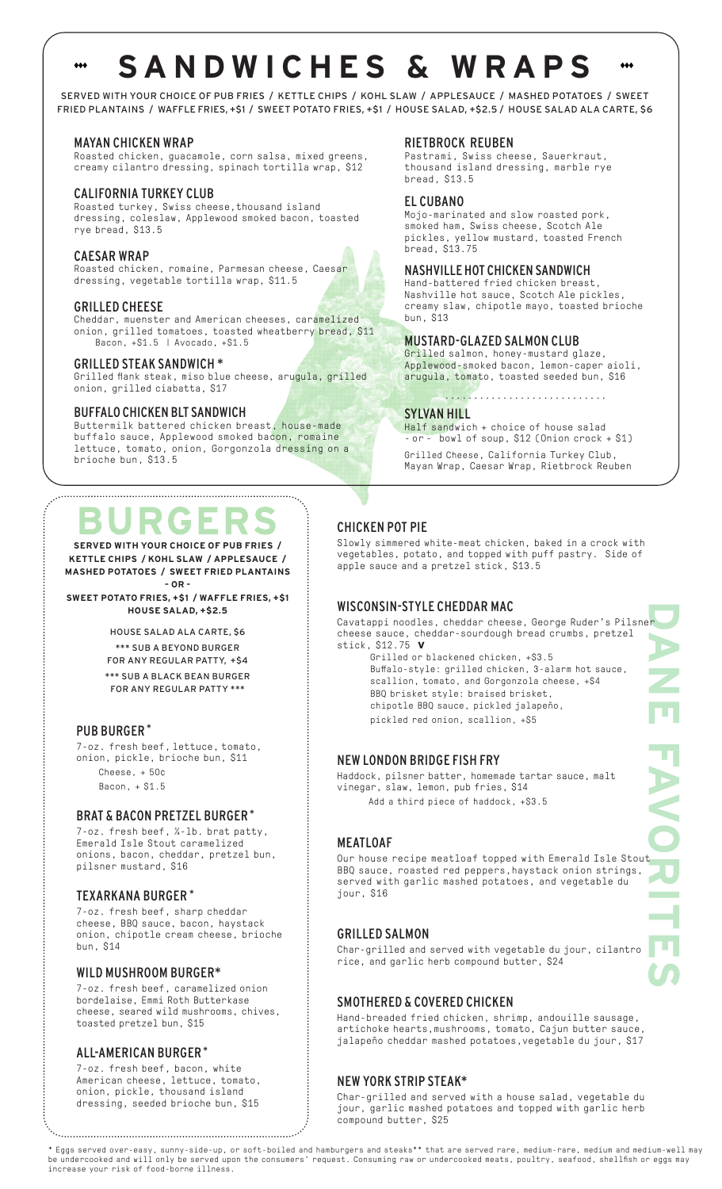# SANDWICHES & WRAPS

SERVED WITH YOUR CHOICE OF PUB FRIES / KETTLE CHIPS / KOHL SLAW / APPLESAUCE / MASHED POTATOES / SWEET FRIED PLANTAINS / WAFFLE FRIES, +$1 / SWEET POTATO FRIES, +$1 / HOUSE SALAD, +$2.5 / HOUSE SALAD ALA CARTE, $6

### MAYAN CHICKEN WRAP
Roasted chicken, guacamole, corn salsa, mixed greens, creamy cilantro dressing, spinach tortilla wrap, $12

### CALIFORNIA TURKEY CLUB
Roasted turkey, Swiss cheese, thousand island dressing, coleslaw, Applewood smoked bacon, toasted rye bread, $13.5

### CAESAR WRAP
Roasted chicken, romaine, Parmesan cheese, Caesar dressing, vegetable tortilla wrap, $11.5

### GRILLED CHEESE
Cheddar, muenster and American cheeses, caramelized onion, grilled tomatoes, toasted wheatberry bread, $11
Bacon, +$1.5 | Avocado, +$1.5

### GRILLED STEAK SANDWICH *
Grilled flank steak, miso blue cheese, arugula, grilled onion, grilled ciabatta, $17

### BUFFALO CHICKEN BLT SANDWICH
Buttermilk battered chicken breast, house-made buffalo sauce, Applewood smoked bacon, romaine lettuce, tomato, onion, Gorgonzola dressing on a brioche bun, $13.5

### RIETBROCK REUBEN
Pastrami, Swiss cheese, Sauerkraut, thousand island dressing, marble rye bread, $13.5

### EL CUBANO
Mojo-marinated and slow roasted pork, smoked ham, Swiss cheese, Scotch Ale pickles, yellow mustard, toasted French bread, $13.75

### NASHVILLE HOT CHICKEN SANDWICH
Hand-battered fried chicken breast, Nashville hot sauce, Scotch Ale pickles, creamy slaw, chipotle mayo, toasted brioche bun, $13

### MUSTARD-GLAZED SALMON CLUB
Grilled salmon, honey-mustard glaze, Applewood-smoked bacon, lemon-caper aioli, arugula, tomato, toasted seeded bun, $16

### SYLVAN HILL
Half sandwich + choice of house salad - or - bowl of soup, $12 (Onion crock + $1)

Grilled Cheese, California Turkey Club, Mayan Wrap, Caesar Wrap, Rietbrock Reuben

# BURGERS

**SERVED WITH YOUR CHOICE OF PUB FRIES / KETTLE CHIPS / KOHL SLAW / APPLESAUCE / MASHED POTATOES / SWEET FRIED PLANTAINS**

**- OR -**

**SWEET POTATO FRIES, +$1 / WAFFLE FRIES, +$1**
**HOUSE SALAD, +$2.5**

HOUSE SALAD ALA CARTE, $6

*** SUB A BEYOND BURGER FOR ANY REGULAR PATTY, +$4

*** SUB A BLACK BEAN BURGER FOR ANY REGULAR PATTY ***

### PUB BURGER *
7-oz. fresh beef, lettuce, tomato, onion, pickle, brioche bun, $11
Cheese, + 50¢
Bacon, + $1.5

### BRAT & BACON PRETZEL BURGER *
7-oz. fresh beef, ¼-lb. brat patty, Emerald Isle Stout caramelized onions, bacon, cheddar, pretzel bun, pilsner mustard, $16

### TEXARKANA BURGER *
7-oz. fresh beef, sharp cheddar cheese, BBQ sauce, bacon, haystack onion, chipotle cream cheese, brioche bun, $14

### WILD MUSHROOM BURGER*
7-oz. fresh beef, caramelized onion bordelaise, Emmi Roth Butterkase cheese, seared wild mushrooms, chives, toasted pretzel bun, $15

### ALL-AMERICAN BURGER *
7-oz. fresh beef, bacon, white American cheese, lettuce, tomato, onion, pickle, thousand island dressing, seeded brioche bun, $15

# DANE FAVORITES

### CHICKEN POT PIE
Slowly simmered white-meat chicken, baked in a crock with vegetables, potato, and topped with puff pastry. Side of apple sauce and a pretzel stick, $13.5

### WISCONSIN-STYLE CHEDDAR MAC
Cavatappi noodles, cheddar cheese, George Ruder's Pilsner cheese sauce, cheddar-sourdough bread crumbs, pretzel stick, $12.75 **V**
Grilled or blackened chicken, +$3.5
Buffalo-style: grilled chicken, 3-alarm hot sauce, scallion, tomato, and Gorgonzola cheese, +$4
BBQ brisket style: braised brisket, chipotle BBQ sauce, pickled jalapeño, pickled red onion, scallion, +$5

### NEW LONDON BRIDGE FISH FRY
Haddock, pilsner batter, homemade tartar sauce, malt vinegar, slaw, lemon, pub fries, $14
Add a third piece of haddock, +$3.5

### MEATLOAF
Our house recipe meatloaf topped with Emerald Isle Stout BBQ sauce, roasted red peppers, haystack onion strings, served with garlic mashed potatoes, and vegetable du jour, $16

### GRILLED SALMON
Char-grilled and served with vegetable du jour, cilantro rice, and garlic herb compound butter, $24

### SMOTHERED & COVERED CHICKEN
Hand-breaded fried chicken, shrimp, andouille sausage, artichoke hearts, mushrooms, tomato, Cajun butter sauce, jalapeño cheddar mashed potatoes, vegetable du jour, $17

### NEW YORK STRIP STEAK*
Char-grilled and served with a house salad, vegetable du jour, garlic mashed potatoes and topped with garlic herb compound butter, $25

* Eggs served over-easy, sunny-side-up, or soft-boiled and hamburgers and steaks** that are served rare, medium-rare, medium and medium-well may be undercooked and will only be served upon the consumers' request. Consuming raw or undercooked meats, poultry, seafood, shellfish or eggs may increase your risk of food-borne illness.